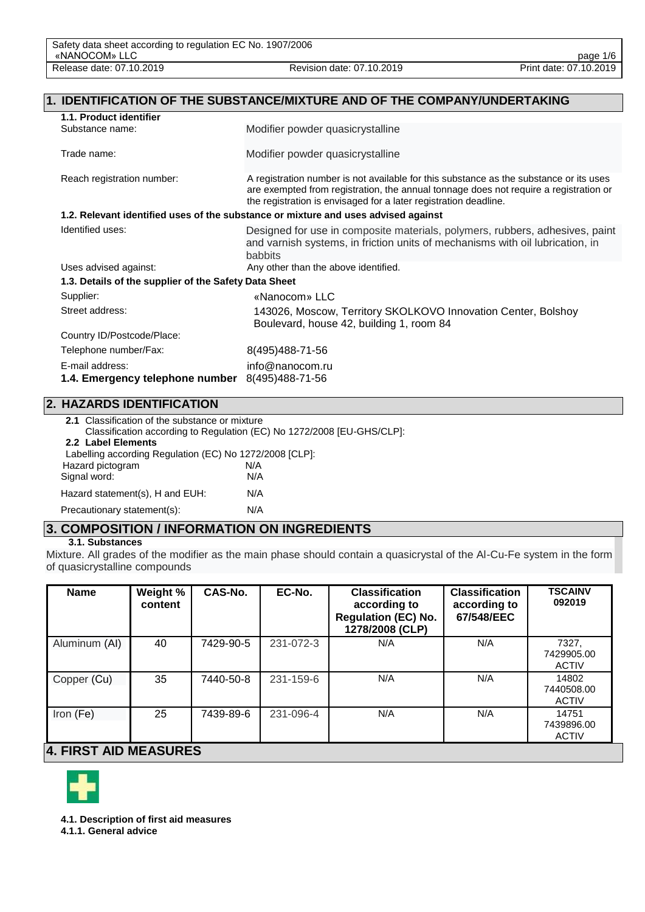# 1. IDENTIFICATION OF THE SUBSTANCE/MIXTURE AND OF THE COMPANY/UNDERTAKING

**1.1. Product identifier**

| | |
|---|---|
| Substance name: | Modifier powder quasicrystalline |
| Trade name: | Modifier powder quasicrystalline |
| Reach registration number: | A registration number is not available for this substance as the substance or its uses are exempted from registration, the annual tonnage does not require a registration or the registration is envisaged for a later registration deadline. |

**1.2. Relevant identified uses of the substance or mixture and uses advised against**

| | |
|---|---|
| Identified uses: | Designed for use in composite materials, polymers, rubbers, adhesives, paint and varnish systems, in friction units of mechanisms with oil lubrication, in babbits |
| Uses advised against: | Any other than the above identified. |

**1.3. Details of the supplier of the Safety Data Sheet**

| | |
|---|---|
| Supplier: | «Nanocom» LLC |
| Street address: | 143026, Moscow, Territory SKOLKOVO Innovation Center, Bolshoy Boulevard, house 42, building 1, room 84 |
| Country ID/Postcode/Place: | |
| Telephone number/Fax: | 8(495)488-71-56 |
| E-mail address: | info@nanocom.ru |
| **1.4. Emergency telephone number** | 8(495)488-71-56 |

# 2. HAZARDS IDENTIFICATION

**2.1** Classification of the substance or mixture

Classification according to Regulation (EC) No 1272/2008 [EU-GHS/CLP]:

**2.2 Label Elements**

Labelling according Regulation (EC) No 1272/2008 [CLP]:

| | |
|---|---|
| Hazard pictogram | N/A |
| Signal word: | N/A |
| Hazard statement(s), H and EUH: | N/A |
| Precautionary statement(s): | N/A |

# 3. COMPOSITION / INFORMATION ON INGREDIENTS

**3.1. Substances**

Mixture. All grades of the modifier as the main phase should contain a quasicrystal of the Al-Cu-Fe system in the form of quasicrystalline compounds

| Name | Weight % content | CAS-No. | EC-No. | Classification according to Regulation (EC) No. 1278/2008 (CLP) | Classification according to 67/548/EEC | TSCAINV 092019 |
|---|---|---|---|---|---|---|
| Aluminum (Al) | 40 | 7429-90-5 | 231-072-3 | N/A | N/A | 7327, 7429905.00 ACTIV |
| Copper (Cu) | 35 | 7440-50-8 | 231-159-6 | N/A | N/A | 14802 7440508.00 ACTIV |
| Iron (Fe) | 25 | 7439-89-6 | 231-096-4 | N/A | N/A | 14751 7439896.00 ACTIV |

# 4. FIRST AID MEASURES

**4.1. Description of first aid measures**

**4.1.1. General advice**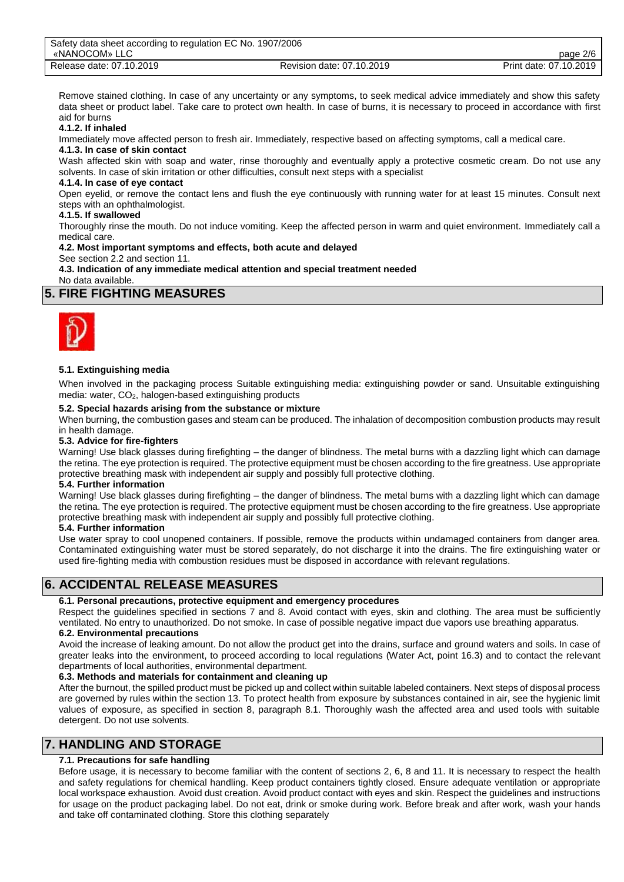Remove stained clothing. In case of any uncertainty or any symptoms, to seek medical advice immediately and show this safety data sheet or product label. Take care to protect own health. In case of burns, it is necessary to proceed in accordance with first aid for burns

**4.1.2. If inhaled**

Immediately move affected person to fresh air. Immediately, respective based on affecting symptoms, call a medical care.

**4.1.3. In case of skin contact**

Wash affected skin with soap and water, rinse thoroughly and eventually apply a protective cosmetic cream. Do not use any solvents. In case of skin irritation or other difficulties, consult next steps with a specialist

**4.1.4. In case of eye contact**

Open eyelid, or remove the contact lens and flush the eye continuously with running water for at least 15 minutes. Consult next steps with an ophthalmologist.

**4.1.5. If swallowed**

Thoroughly rinse the mouth. Do not induce vomiting. Keep the affected person in warm and quiet environment. Immediately call a medical care.

**4.2. Most important symptoms and effects, both acute and delayed**

See section 2.2 and section 11.

**4.3. Indication of any immediate medical attention and special treatment needed**

No data available.

## 5. FIRE FIGHTING MEASURES

**5.1. Extinguishing media**

When involved in the packaging process Suitable extinguishing media: extinguishing powder or sand. Unsuitable extinguishing media: water, $CO_2$, halogen-based extinguishing products

**5.2. Special hazards arising from the substance or mixture**

When burning, the combustion gases and steam can be produced. The inhalation of decomposition combustion products may result in health damage.

**5.3. Advice for fire-fighters**

Warning! Use black glasses during firefighting – the danger of blindness. The metal burns with a dazzling light which can damage the retina. The eye protection is required. The protective equipment must be chosen according to the fire greatness. Use appropriate protective breathing mask with independent air supply and possibly full protective clothing.

**5.4. Further information**

Warning! Use black glasses during firefighting – the danger of blindness. The metal burns with a dazzling light which can damage the retina. The eye protection is required. The protective equipment must be chosen according to the fire greatness. Use appropriate protective breathing mask with independent air supply and possibly full protective clothing.

**5.4. Further information**

Use water spray to cool unopened containers. If possible, remove the products within undamaged containers from danger area. Contaminated extinguishing water must be stored separately, do not discharge it into the drains. The fire extinguishing water or used fire-fighting media with combustion residues must be disposed in accordance with relevant regulations.

## 6. ACCIDENTAL RELEASE MEASURES

**6.1. Personal precautions, protective equipment and emergency procedures**

Respect the guidelines specified in sections 7 and 8. Avoid contact with eyes, skin and clothing. The area must be sufficiently ventilated. No entry to unauthorized. Do not smoke. In case of possible negative impact due vapors use breathing apparatus.

**6.2. Environmental precautions**

Avoid the increase of leaking amount. Do not allow the product get into the drains, surface and ground waters and soils. In case of greater leaks into the environment, to proceed according to local regulations (Water Act, point 16.3) and to contact the relevant departments of local authorities, environmental department.

**6.3. Methods and materials for containment and cleaning up**

After the burnout, the spilled product must be picked up and collect within suitable labeled containers. Next steps of disposal process are governed by rules within the section 13. To protect health from exposure by substances contained in air, see the hygienic limit values of exposure, as specified in section 8, paragraph 8.1. Thoroughly wash the affected area and used tools with suitable detergent. Do not use solvents.

## 7. HANDLING AND STORAGE

**7.1. Precautions for safe handling**

Before usage, it is necessary to become familiar with the content of sections 2, 6, 8 and 11. It is necessary to respect the health and safety regulations for chemical handling. Keep product containers tightly closed. Ensure adequate ventilation or appropriate local workspace exhaustion. Avoid dust creation. Avoid product contact with eyes and skin. Respect the guidelines and instructions for usage on the product packaging label. Do not eat, drink or smoke during work. Before break and after work, wash your hands and take off contaminated clothing. Store this clothing separately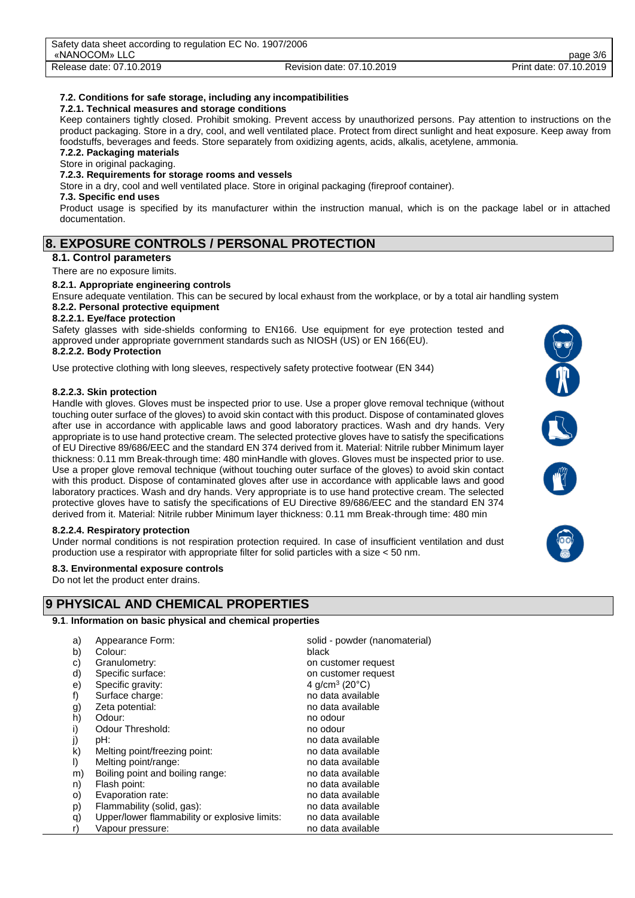### 7.2. Conditions for safe storage, including any incompatibilities

#### 7.2.1. Technical measures and storage conditions

Keep containers tightly closed. Prohibit smoking. Prevent access by unauthorized persons. Pay attention to instructions on the product packaging. Store in a dry, cool, and well ventilated place. Protect from direct sunlight and heat exposure. Keep away from foodstuffs, beverages and feeds. Store separately from oxidizing agents, acids, alkalis, acetylene, ammonia.

#### 7.2.2. Packaging materials

Store in original packaging.

#### 7.2.3. Requirements for storage rooms and vessels

Store in a dry, cool and well ventilated place. Store in original packaging (fireproof container).

### 7.3. Specific end uses

Product usage is specified by its manufacturer within the instruction manual, which is on the package label or in attached documentation.

## 8. EXPOSURE CONTROLS / PERSONAL PROTECTION

### 8.1. Control parameters

There are no exposure limits.

#### 8.2.1. Appropriate engineering controls

Ensure adequate ventilation. This can be secured by local exhaust from the workplace, or by a total air handling system

#### 8.2.2. Personal protective equipment

##### 8.2.2.1. Eye/face protection

Safety glasses with side-shields conforming to EN166. Use equipment for eye protection tested and approved under appropriate government standards such as NIOSH (US) or EN 166(EU).

##### 8.2.2.2. Body Protection

Use protective clothing with long sleeves, respectively safety protective footwear (EN 344)

##### 8.2.2.3. Skin protection

Handle with gloves. Gloves must be inspected prior to use. Use a proper glove removal technique (without touching outer surface of the gloves) to avoid skin contact with this product. Dispose of contaminated gloves after use in accordance with applicable laws and good laboratory practices. Wash and dry hands. Very appropriate is to use hand protective cream. The selected protective gloves have to satisfy the specifications of EU Directive 89/686/EEC and the standard EN 374 derived from it. Material: Nitrile rubber Minimum layer thickness: 0.11 mm Break-through time: 480 minHandle with gloves. Gloves must be inspected prior to use. Use a proper glove removal technique (without touching outer surface of the gloves) to avoid skin contact with this product. Dispose of contaminated gloves after use in accordance with applicable laws and good laboratory practices. Wash and dry hands. Very appropriate is to use hand protective cream. The selected protective gloves have to satisfy the specifications of EU Directive 89/686/EEC and the standard EN 374 derived from it. Material: Nitrile rubber Minimum layer thickness: 0.11 mm Break-through time: 480 min

##### 8.2.2.4. Respiratory protection

Under normal conditions is not respiration protection required. In case of insufficient ventilation and dust production use a respirator with appropriate filter for solid particles with a size < 50 nm.

### 8.3. Environmental exposure controls

Do not let the product enter drains.

## 9 PHYSICAL AND CHEMICAL PROPERTIES

### 9.1. Information on basic physical and chemical properties

| | Property | Value |
|---|---|---|
| a) | Appearance Form: | solid - powder (nanomaterial) |
| b) | Colour: | black |
| c) | Granulometry: | on customer request |
| d) | Specific surface: | on customer request |
| e) | Specific gravity: | 4 g/cm$^3$ (20°C) |
| f) | Surface charge: | no data available |
| g) | Zeta potential: | no data available |
| h) | Odour: | no odour |
| i) | Odour Threshold: | no odour |
| j) | pH: | no data available |
| k) | Melting point/freezing point: | no data available |
| l) | Melting point/range: | no data available |
| m) | Boiling point and boiling range: | no data available |
| n) | Flash point: | no data available |
| o) | Evaporation rate: | no data available |
| p) | Flammability (solid, gas): | no data available |
| q) | Upper/lower flammability or explosive limits: | no data available |
| r) | Vapour pressure: | no data available |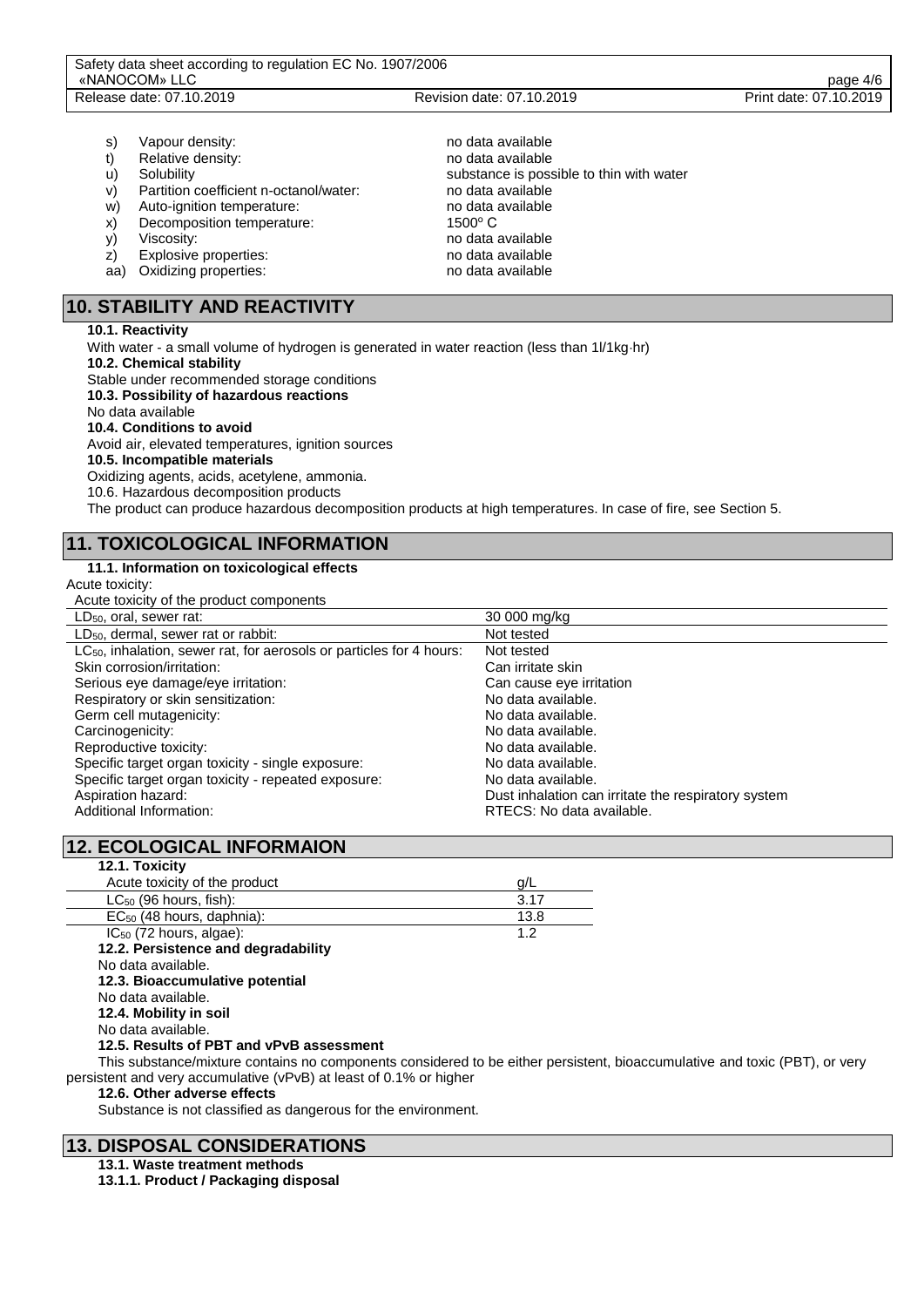s) Vapour density: no data available
t) Relative density: no data available
u) Solubility substance is possible to thin with water
v) Partition coefficient n-octanol/water: no data available
w) Auto-ignition temperature: no data available
x) Decomposition temperature: 1500° C
y) Viscosity: no data available
z) Explosive properties: no data available
aa) Oxidizing properties: no data available

## 10. STABILITY AND REACTIVITY

**10.1. Reactivity**

With water - a small volume of hydrogen is generated in water reaction (less than 1l/1kg·hr)

**10.2. Chemical stability**

Stable under recommended storage conditions

**10.3. Possibility of hazardous reactions**

No data available

**10.4. Conditions to avoid**

Avoid air, elevated temperatures, ignition sources

**10.5. Incompatible materials**

Oxidizing agents, acids, acetylene, ammonia.

10.6. Hazardous decomposition products

The product can produce hazardous decomposition products at high temperatures. In case of fire, see Section 5.

## 11. TOXICOLOGICAL INFORMATION

**11.1. Information on toxicological effects**

Acute toxicity:

| Acute toxicity of the product components | |
|---|---|
| $LD_{50}$, oral, sewer rat: | 30 000 mg/kg |
| $LD_{50}$, dermal, sewer rat or rabbit: | Not tested |
| $LC_{50}$, inhalation, sewer rat, for aerosols or particles for 4 hours: | Not tested |
| Skin corrosion/irritation: | Can irritate skin |
| Serious eye damage/eye irritation: | Can cause eye irritation |
| Respiratory or skin sensitization: | No data available. |
| Germ cell mutagenicity: | No data available. |
| Carcinogenicity: | No data available. |
| Reproductive toxicity: | No data available. |
| Specific target organ toxicity - single exposure: | No data available. |
| Specific target organ toxicity - repeated exposure: | No data available. |
| Aspiration hazard: | Dust inhalation can irritate the respiratory system |
| Additional Information: | RTECS: No data available. |

## 12. ECOLOGICAL INFORMAION

**12.1. Toxicity**

| Acute toxicity of the product | g/L |
|---|---|
| $LC_{50}$ (96 hours, fish): | 3.17 |
| $EC_{50}$ (48 hours, daphnia): | 13.8 |
| $IC_{50}$ (72 hours, algae): | 1.2 |

**12.2. Persistence and degradability**

No data available.

**12.3. Bioaccumulative potential**

No data available.

**12.4. Mobility in soil**

No data available.

**12.5. Results of PBT and vPvB assessment**

This substance/mixture contains no components considered to be either persistent, bioaccumulative and toxic (PBT), or very persistent and very accumulative (vPvB) at least of 0.1% or higher

**12.6. Other adverse effects**

Substance is not classified as dangerous for the environment.

## 13. DISPOSAL CONSIDERATIONS

**13.1. Waste treatment methods**

**13.1.1. Product / Packaging disposal**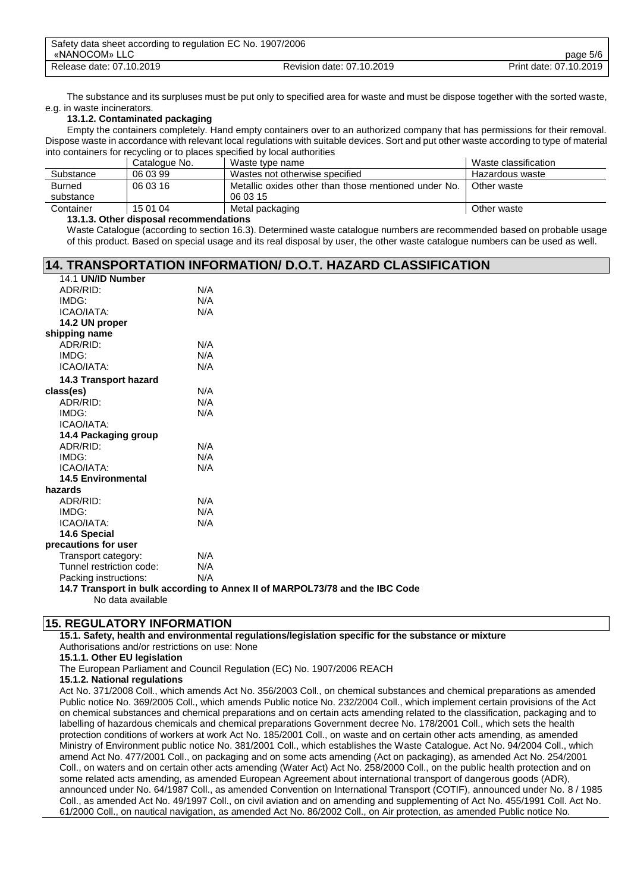The substance and its surpluses must be put only to specified area for waste and must be dispose together with the sorted waste, e.g. in waste incinerators.

**13.1.2. Contaminated packaging**

Empty the containers completely. Hand empty containers over to an authorized company that has permissions for their removal. Dispose waste in accordance with relevant local regulations with suitable devices. Sort and put other waste according to type of material into containers for recycling or to places specified by local authorities

| | Catalogue No. | Waste type name | Waste classification |
|---|---|---|---|
| Substance | 06 03 99 | Wastes not otherwise specified | Hazardous waste |
| Burned substance | 06 03 16 | Metallic oxides other than those mentioned under No. 06 03 15 | Other waste |
| Container | 15 01 04 | Metal packaging | Other waste |

**13.1.3. Other disposal recommendations**

Waste Catalogue (according to section 16.3). Determined waste catalogue numbers are recommended based on probable usage of this product. Based on special usage and its real disposal by user, the other waste catalogue numbers can be used as well.

## 14. TRANSPORTATION INFORMATION/ D.O.T. HAZARD CLASSIFICATION

**14.1 UN/ID Number**

| | |
|---|---|
| ADR/RID: | N/A |
| IMDG: | N/A |
| ICAO/IATA: | N/A |

**14.2 UN proper shipping name**

| | |
|---|---|
| ADR/RID: | N/A |
| IMDG: | N/A |
| ICAO/IATA: | N/A |

**14.3 Transport hazard class(es)**

| | |
|---|---|
| | N/A |
| ADR/RID: | N/A |
| IMDG: | N/A |
| ICAO/IATA: | |

**14.4 Packaging group**

| | |
|---|---|
| ADR/RID: | N/A |
| IMDG: | N/A |
| ICAO/IATA: | N/A |

**14.5 Environmental hazards**

| | |
|---|---|
| ADR/RID: | N/A |
| IMDG: | N/A |
| ICAO/IATA: | N/A |

**14.6 Special precautions for user**

| | |
|---|---|
| Transport category: | N/A |
| Tunnel restriction code: | N/A |
| Packing instructions: | N/A |

**14.7 Transport in bulk according to Annex II of MARPOL73/78 and the IBC Code**

No data available

## 15. REGULATORY INFORMATION

**15.1. Safety, health and environmental regulations/legislation specific for the substance or mixture**

Authorisations and/or restrictions on use: None

**15.1.1. Other EU legislation**

The European Parliament and Council Regulation (EC) No. 1907/2006 REACH

**15.1.2. National regulations**

Act No. 371/2008 Coll., which amends Act No. 356/2003 Coll., on chemical substances and chemical preparations as amended Public notice No. 369/2005 Coll., which amends Public notice No. 232/2004 Coll., which implement certain provisions of the Act on chemical substances and chemical preparations and on certain acts amending related to the classification, packaging and to labelling of hazardous chemicals and chemical preparations Government decree No. 178/2001 Coll., which sets the health protection conditions of workers at work Act No. 185/2001 Coll., on waste and on certain other acts amending, as amended Ministry of Environment public notice No. 381/2001 Coll., which establishes the Waste Catalogue. Act No. 94/2004 Coll., which amend Act No. 477/2001 Coll., on packaging and on some acts amending (Act on packaging), as amended Act No. 254/2001 Coll., on waters and on certain other acts amending (Water Act) Act No. 258/2000 Coll., on the public health protection and on some related acts amending, as amended European Agreement about international transport of dangerous goods (ADR), announced under No. 64/1987 Coll., as amended Convention on International Transport (COTIF), announced under No. 8 / 1985 Coll., as amended Act No. 49/1997 Coll., on civil aviation and on amending and supplementing of Act No. 455/1991 Coll. Act No. 61/2000 Coll., on nautical navigation, as amended Act No. 86/2002 Coll., on Air protection, as amended Public notice No.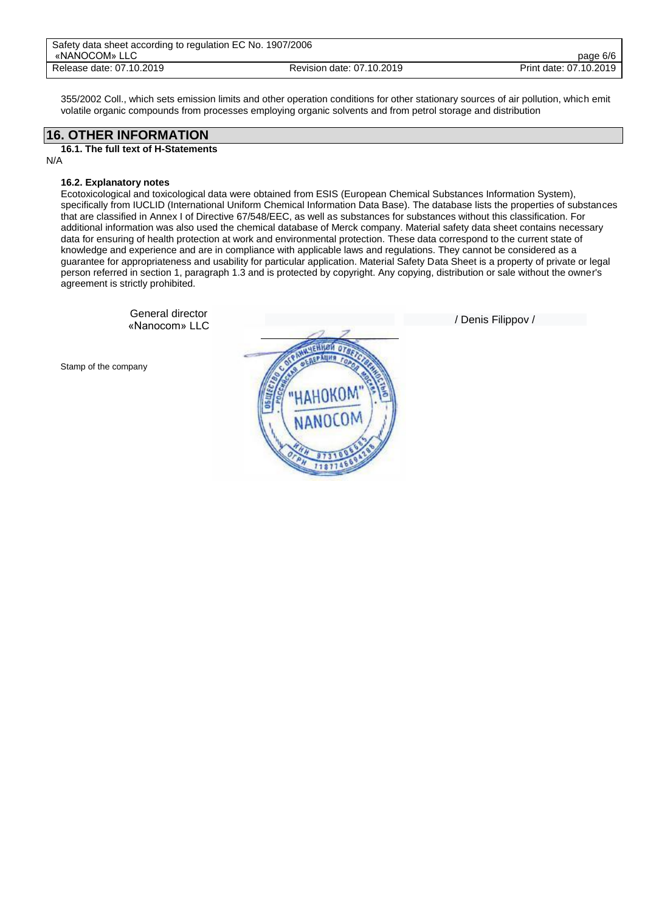355/2002 Coll., which sets emission limits and other operation conditions for other stationary sources of air pollution, which emit volatile organic compounds from processes employing organic solvents and from petrol storage and distribution

## 16. OTHER INFORMATION

**16.1. The full text of H-Statements**

N/A

**16.2. Explanatory notes**

Ecotoxicological and toxicological data were obtained from ESIS (European Chemical Substances Information System), specifically from IUCLID (International Uniform Chemical Information Data Base). The database lists the properties of substances that are classified in Annex I of Directive 67/548/EEC, as well as substances for substances without this classification. For additional information was also used the chemical database of Merck company. Material safety data sheet contains necessary data for ensuring of health protection at work and environmental protection. These data correspond to the current state of knowledge and experience and are in compliance with applicable laws and regulations. They cannot be considered as a guarantee for appropriateness and usability for particular application. Material Safety Data Sheet is a property of private or legal person referred in section 1, paragraph 1.3 and is protected by copyright. Any copying, distribution or sale without the owner's agreement is strictly prohibited.

General director
«Nanocom» LLC

/ Denis Filippov /

Stamp of the company